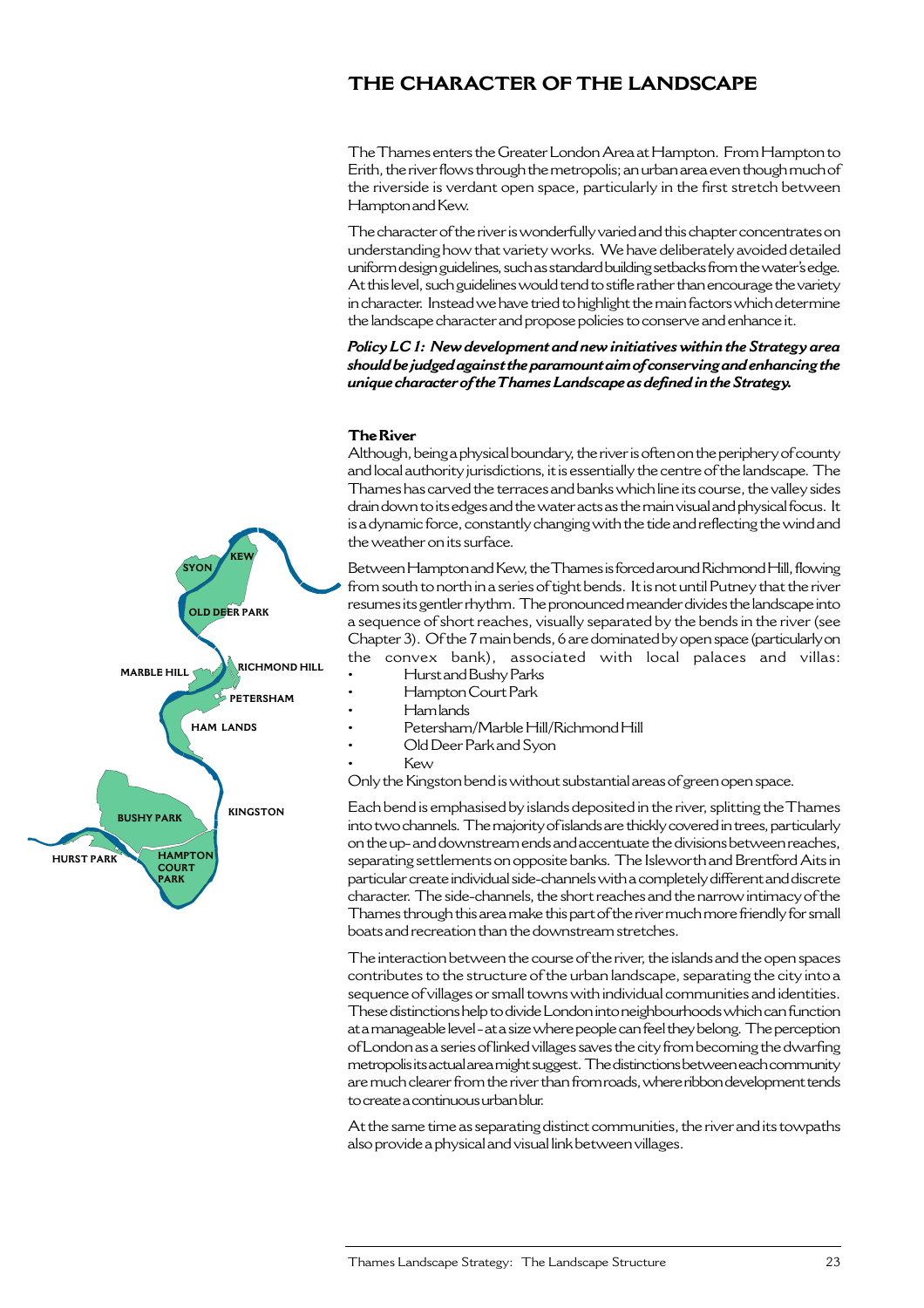# THE CHARACTER OF THE LANDSCAPE

The Thames enters the Greater London Area at Hampton. From Hampton to Erith, the river flows through the metropolis; an urban area even though much of the riverside is verdant open space, particularly in the first stretch between Hampton and Kew.

The character of the river is wonderfully varied and this chapter concentrates on understanding how that variety works. We have deliberately avoided detailed uniform design guidelines, such as standard building setbacks from the water's edge. At this level, such guidelines would tend to stifle rather than encourage the variety in character. Instead we have tried to highlight the main factors which determine the landscape character and propose policies to conserve and enhance it.

***Policy LC 1: New development and new initiatives within the Strategy area should be judged against the paramount aim of conserving and enhancing the unique character of the Thames Landscape as defined in the Strategy.***

### The River

Although, being a physical boundary, the river is often on the periphery of county and local authority jurisdictions, it is essentially the centre of the landscape. The Thames has carved the terraces and banks which line its course, the valley sides drain down to its edges and the water acts as the main visual and physical focus. It is a dynamic force, constantly changing with the tide and reflecting the wind and the weather on its surface.

Between Hampton and Kew, the Thames is forced around Richmond Hill, flowing from south to north in a series of tight bends. It is not until Putney that the river resumes its gentler rhythm. The pronounced meander divides the landscape into a sequence of short reaches, visually separated by the bends in the river (see Chapter 3). Of the 7 main bends, 6 are dominated by open space (particularly on the convex bank), associated with local palaces and villas:

- Hurst and Bushy Parks
- Hampton Court Park
- Ham lands
- Petersham/Marble Hill/Richmond Hill
- Old Deer Park and Syon
- Kew

Only the Kingston bend is without substantial areas of green open space.

Each bend is emphasised by islands deposited in the river, splitting the Thames into two channels. The majority of islands are thickly covered in trees, particularly on the up- and downstream ends and accentuate the divisions between reaches, separating settlements on opposite banks. The Isleworth and Brentford Aits in particular create individual side-channels with a completely different and discrete character. The side-channels, the short reaches and the narrow intimacy of the Thames through this area make this part of the river much more friendly for small boats and recreation than the downstream stretches.

The interaction between the course of the river, the islands and the open spaces contributes to the structure of the urban landscape, separating the city into a sequence of villages or small towns with individual communities and identities. These distinctions help to divide London into neighbourhoods which can function at a manageable level - at a size where people can feel they belong. The perception of London as a series of linked villages saves the city from becoming the dwarfing metropolis its actual area might suggest. The distinctions between each community are much clearer from the river than from roads, where ribbon development tends to create a continuous urban blur.

At the same time as separating distinct communities, the river and its towpaths also provide a physical and visual link between villages.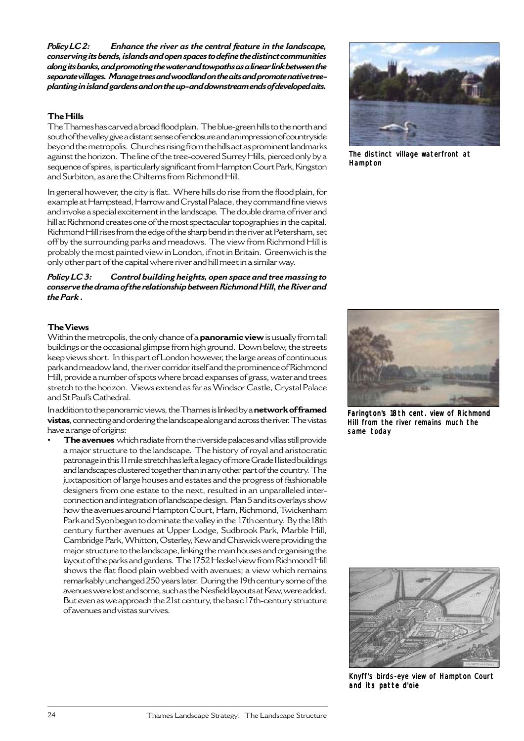***Policy LC 2: Enhance the river as the central feature in the landscape, conserving its bends, islands and open spaces to define the distinct communities along its banks, and promoting the water and towpaths as a linear link between the separate villages. Manage trees and woodland on the aits and promote native tree-planting in island gardens and on the up- and downstream ends of developed aits.***

The distinct village waterfront at Hampton

### The Hills

The Thames has carved a broad flood plain. The blue-green hills to the north and south of the valley give a distant sense of enclosure and an impression of countryside beyond the metropolis. Churches rising from the hills act as prominent landmarks against the horizon. The line of the tree-covered Surrey Hills, pierced only by a sequence of spires, is particularly significant from Hampton Court Park, Kingston and Surbiton, as are the Chilterns from Richmond Hill.

In general however, the city is flat. Where hills do rise from the flood plain, for example at Hampstead, Harrow and Crystal Palace, they command fine views and invoke a special excitement in the landscape. The double drama of river and hill at Richmond creates one of the most spectacular topographies in the capital. Richmond Hill rises from the edge of the sharp bend in the river at Petersham, set off by the surrounding parks and meadows. The view from Richmond Hill is probably the most painted view in London, if not in Britain. Greenwich is the only other part of the capital where river and hill meet in a similar way.

***Policy LC 3: Control building heights, open space and tree massing to conserve the drama of the relationship between Richmond Hill, the River and the Park .***

### The Views

Within the metropolis, the only chance of a **panoramic view** is usually from tall buildings or the occasional glimpse from high ground. Down below, the streets keep views short. In this part of London however, the large areas of continuous park and meadow land, the river corridor itself and the prominence of Richmond Hill, provide a number of spots where broad expanses of grass, water and trees stretch to the horizon. Views extend as far as Windsor Castle, Crystal Palace and St Paul's Cathedral.

In addition to the panoramic views, the Thames is linked by a **network of framed vistas**, connecting and ordering the landscape along and across the river. The vistas have a range of origins:

- **The avenues** which radiate from the riverside palaces and villas still provide a major structure to the landscape. The history of royal and aristocratic patronage in this 11 mile stretch has left a legacy of more Grade I listed buildings and landscapes clustered together than in any other part of the country. The juxtaposition of large houses and estates and the progress of fashionable designers from one estate to the next, resulted in an unparalleled inter-connection and integration of landscape design. Plan 5 and its overlays show how the avenues around Hampton Court, Ham, Richmond, Twickenham Park and Syon began to dominate the valley in the 17th century. By the 18th century further avenues at Upper Lodge, Sudbrook Park, Marble Hill, Cambridge Park, Whitton, Osterley, Kew and Chiswick were providing the major structure to the landscape, linking the main houses and organising the layout of the parks and gardens. The 1752 Heckel view from Richmond Hill shows the flat flood plain webbed with avenues; a view which remains remarkably unchanged 250 years later. During the 19th century some of the avenues were lost and some, such as the Nesfield layouts at Kew, were added. But even as we approach the 21st century, the basic 17th-century structure of avenues and vistas survives.

Farington's 18th cent. view of Richmond Hill from the river remains much the same today

Knyff's birds-eye view of Hampton Court and its patte d'oie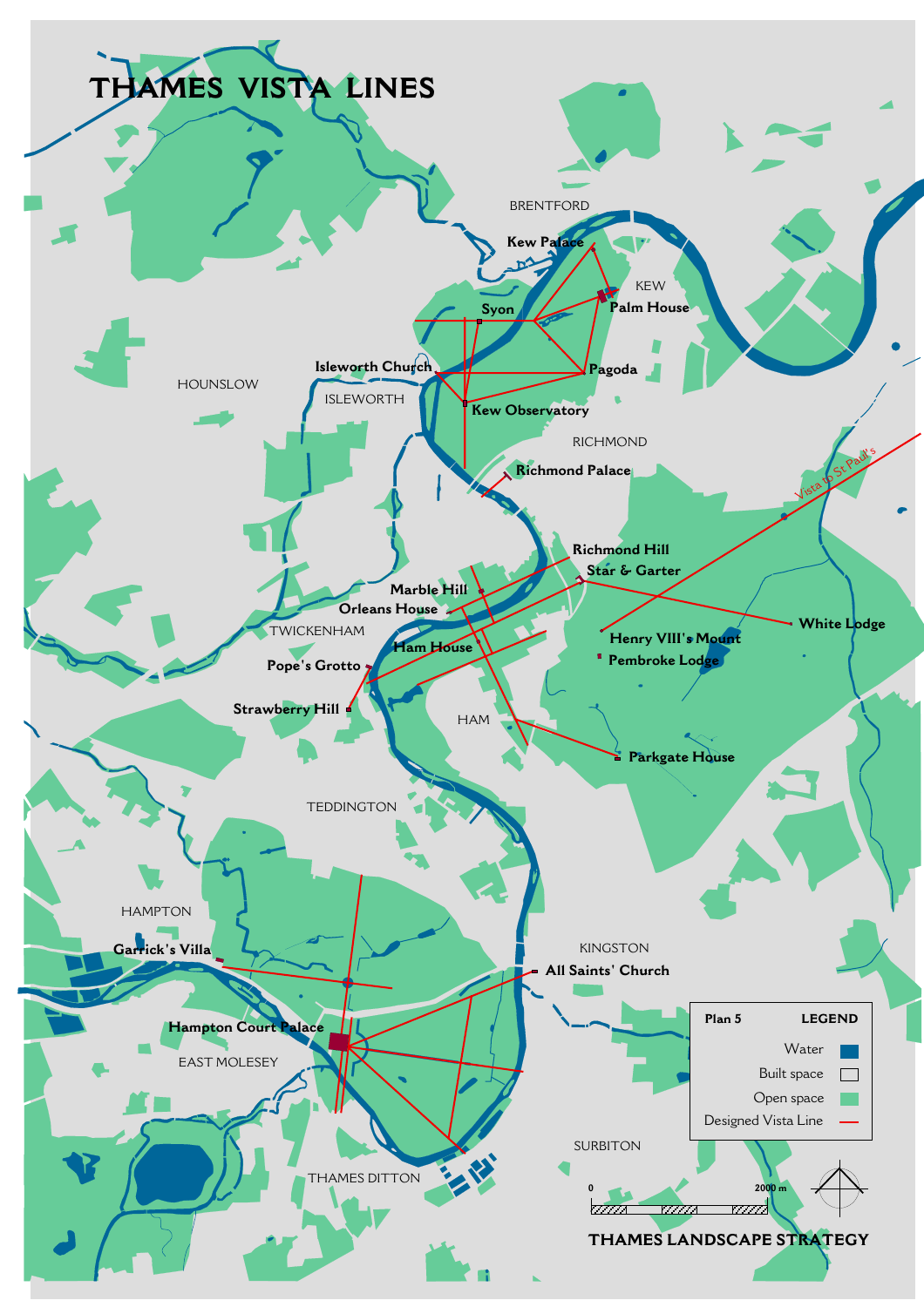# THAMES VISTA LINES

BRENTFORD

Kew Palace

KEW

Palm House

Syon

Isleworth Church

Pagoda

HOUNSLOW

ISLEWORTH

Kew Observatory

RICHMOND

Richmond Palace

Vista to St Paul's

Richmond Hill

Star & Garter

Marble Hill

Orleans House

TWICKENHAM

White Lodge

Henry VIII's Mount

Ham House

Pembroke Lodge

Pope's Grotto

Strawberry Hill

HAM

Parkgate House

TEDDINGTON

HAMPTON

KINGSTON

Garrick's Villa

All Saints' Church

Hampton Court Palace

EAST MOLESEY

SURBITON

THAMES DITTON

| Plan 5 | LEGEND |
| --- | --- |
| Water | |
| Built space | |
| Open space | |
| Designed Vista Line | |

0 — 2000 m

THAMES LANDSCAPE STRATEGY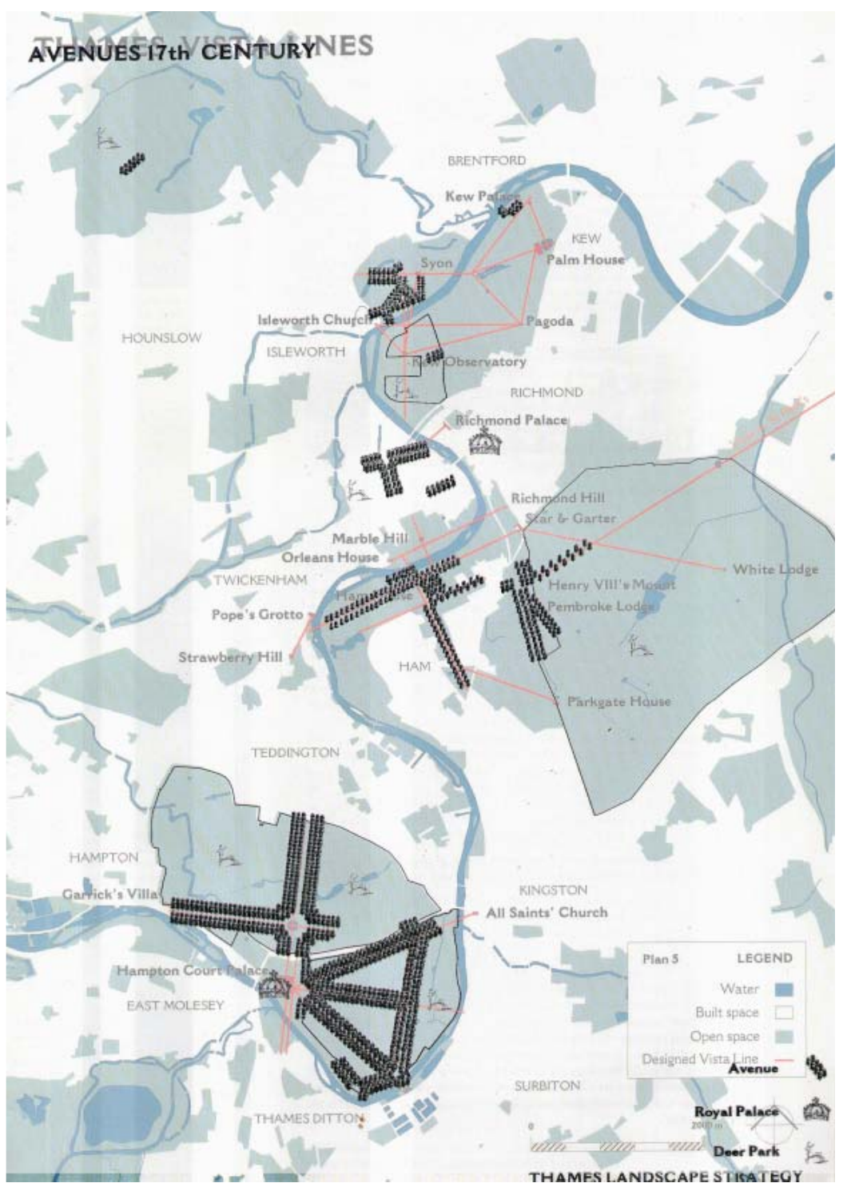# AVENUES 17th CENTURY

BRENTFORD

Kew Palace

KEW

Syon

Palm House

Isleworth Church

Pagoda

HOUNSLOW

ISLEWORTH

Kew Observatory

RICHMOND

Richmond Palace

Richmond Hill

Star & Garter

Marble Hill

Orleans House

White Lodge

TWICKENHAM

Ham House

Henry VIII's Mount

Pembroke Lodge

Pope's Grotto

Strawberry Hill

HAM

Parkgate House

TEDDINGTON

HAMPTON

Garrick's Villa

KINGSTON

All Saints' Church

Hampton Court Palace

EAST MOLESEY

SURBITON

THAMES DITTON

| Plan 5 | LEGEND |
|---|---|
| Water | |
| Built space | |
| Open space | |
| Designed Vista Line | |
| Avenue | |
| Royal Palace | |
| Deer Park | |

2000 m

THAMES LANDSCAPE STRATEGY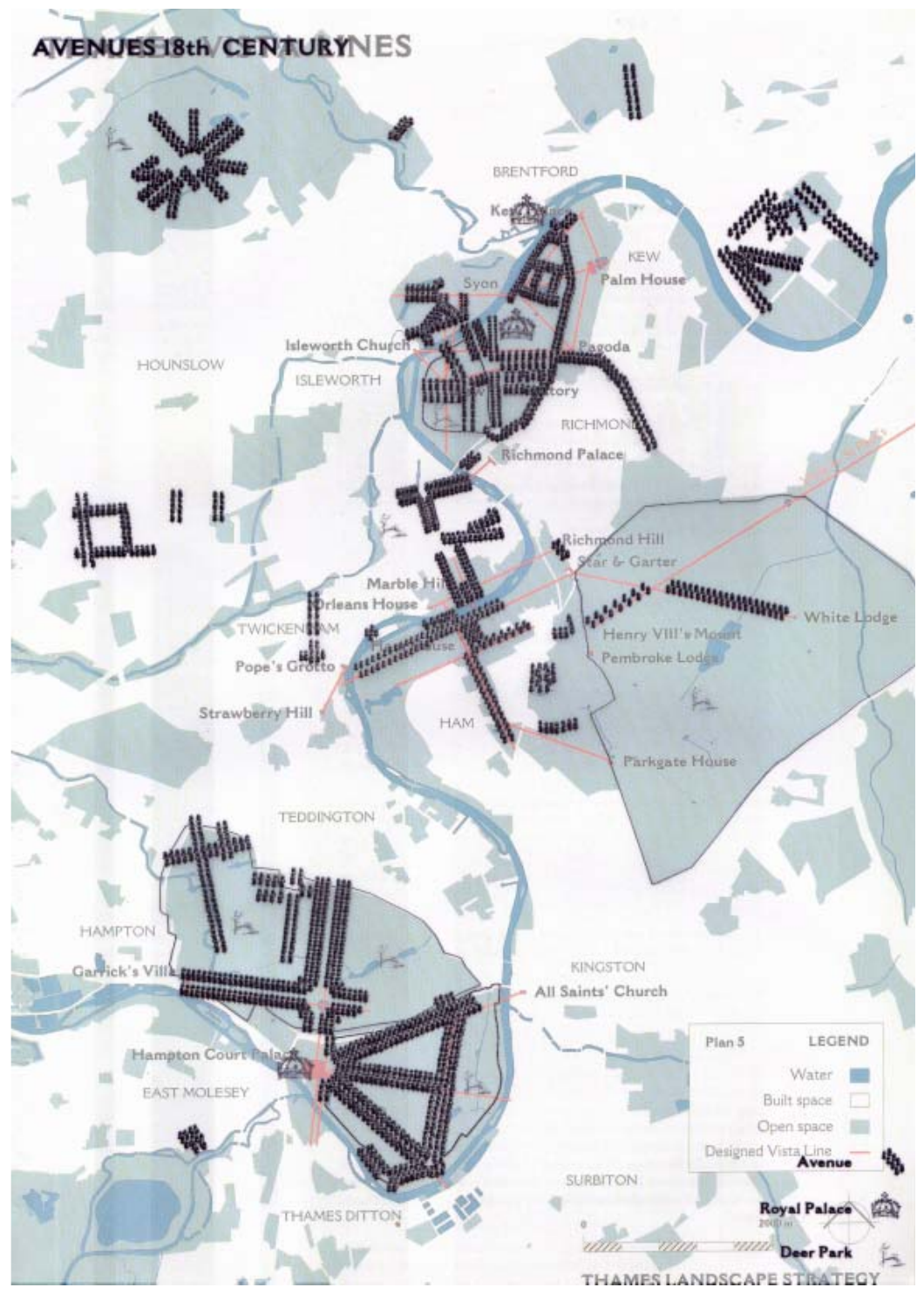# AVENUES 18th CENTURY

BRENTFORD

Kew Palace

KEW

Palm House

Syon

Isleworth Church

Pagoda

HOUNSLOW

ISLEWORTH

Kew Observatory

RICHMOND

Richmond Palace

Richmond Hill

Star & Garter

Marble Hill

Orleans House

White Lodge

TWICKENHAM

Ham House

Henry VIII's Mount

Pope's Grotto

Pembroke Lodge

Strawberry Hill

HAM

Parkgate House

TEDDINGTON

HAMPTON

KINGSTON

Garrick's Villa

All Saints' Church

Hampton Court Palace

EAST MOLESEY

SURBITON

THAMES DITTON

Plan 5 — LEGEND

- Water
- Built space
- Open space
- Designed Vista Line
- Avenue
- Royal Palace
- Deer Park

THAMES LANDSCAPE STRATEGY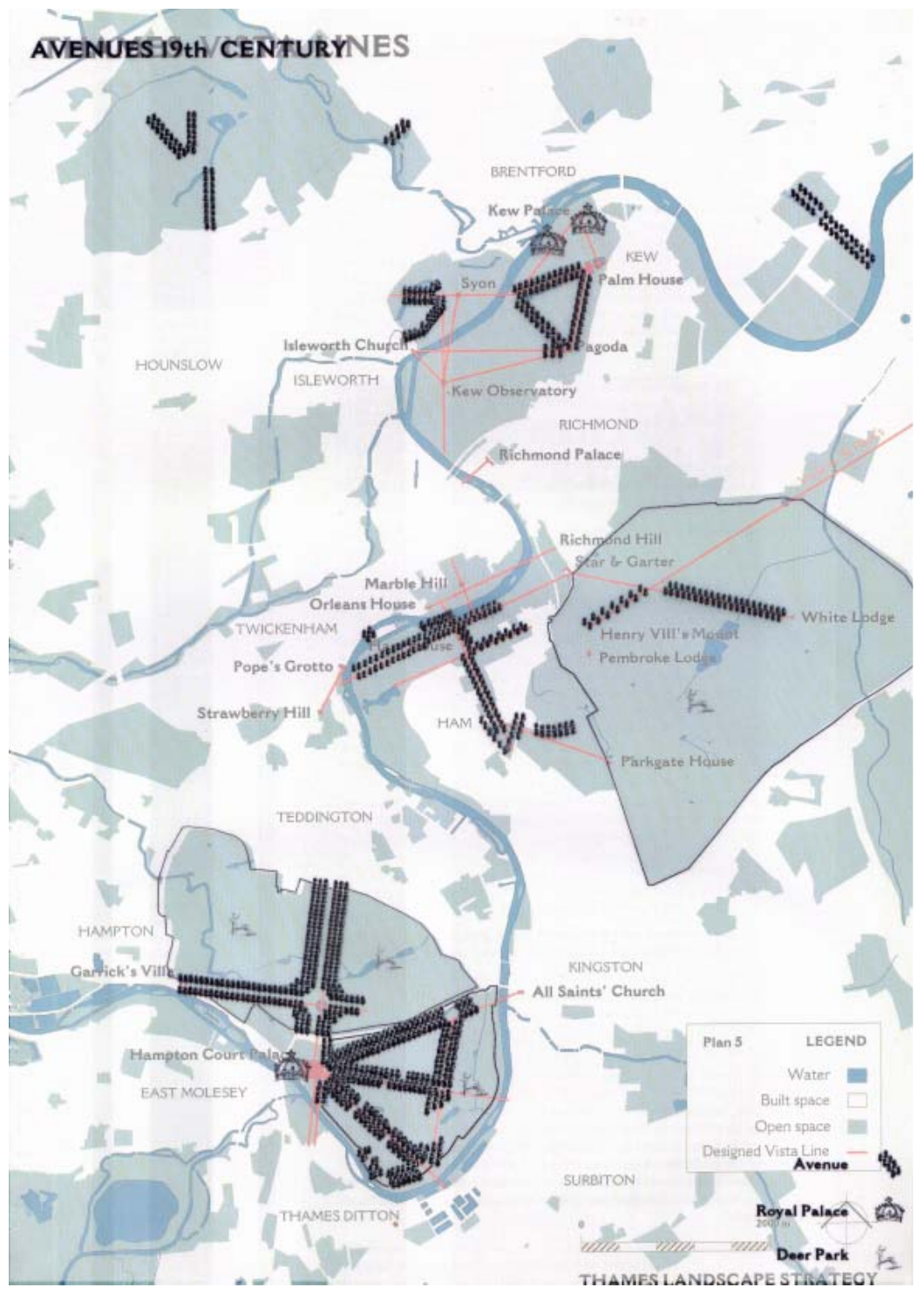# AVENUES 19th CENTURY

BRENTFORD

Kew Palace

KEW

Palm House

Syon

Isleworth Church

Pagoda

HOUNSLOW

ISLEWORTH

Kew Observatory

RICHMOND

Richmond Palace

Richmond Hill

Star & Garter

Marble Hill

Orleans House

White Lodge

TWICKENHAM

Henry VIII's Mount

Pembroke Lodge

Pope's Grotto

Strawberry Hill

HAM

Parkgate House

TEDDINGTON

HAMPTON

KINGSTON

Garrick's Villa

All Saints' Church

Hampton Court Palace

EAST MOLESEY

SURBITON

THAMES DITTON

Plan 5

LEGEND

Water

Built space

Open space

Designed Vista Line

Avenue

Royal Palace

Deer Park

THAMES LANDSCAPE STRATEGY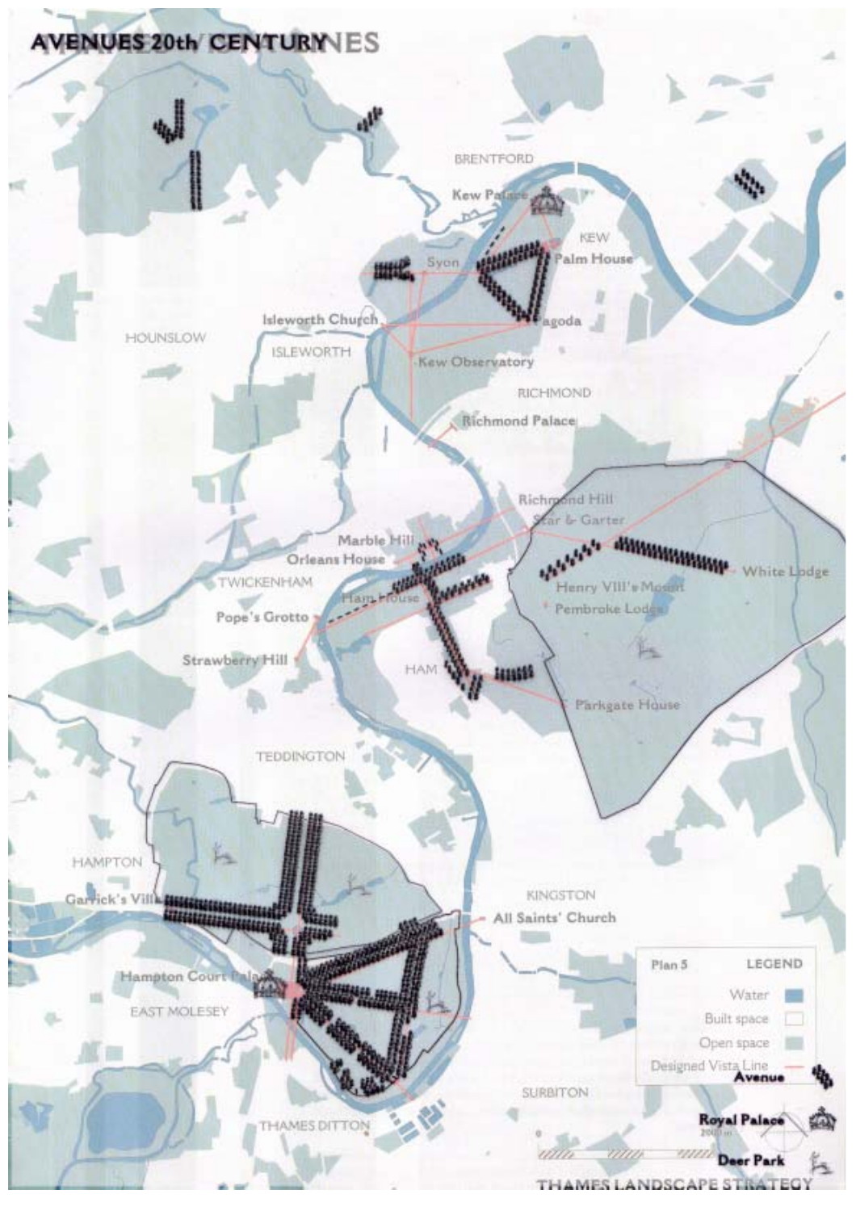# AVENUES 20th CENTURY

BRENTFORD

Kew Palace

KEW

Syon

Palm House

Isleworth Church

Pagoda

HOUNSLOW

ISLEWORTH

Kew Observatory

RICHMOND

Richmond Palace

Richmond Hill

Star & Garter

Marble Hill

Orleans House

White Lodge

TWICKENHAM

Ham House

Henry VIII's Mount

Pembroke Lodge

Pope's Grotto

Strawberry Hill

HAM

Parkgate House

TEDDINGTON

HAMPTON

KINGSTON

Garrick's Villa

All Saints' Church

Hampton Court Palace

EAST MOLESEY

SURBITON

THAMES DITTON

Plan 5 LEGEND

- Water
- Built space
- Open space
- Designed Vista Line
- Avenue
- Royal Palace
- Deer Park

THAMES LANDSCAPE STRATEGY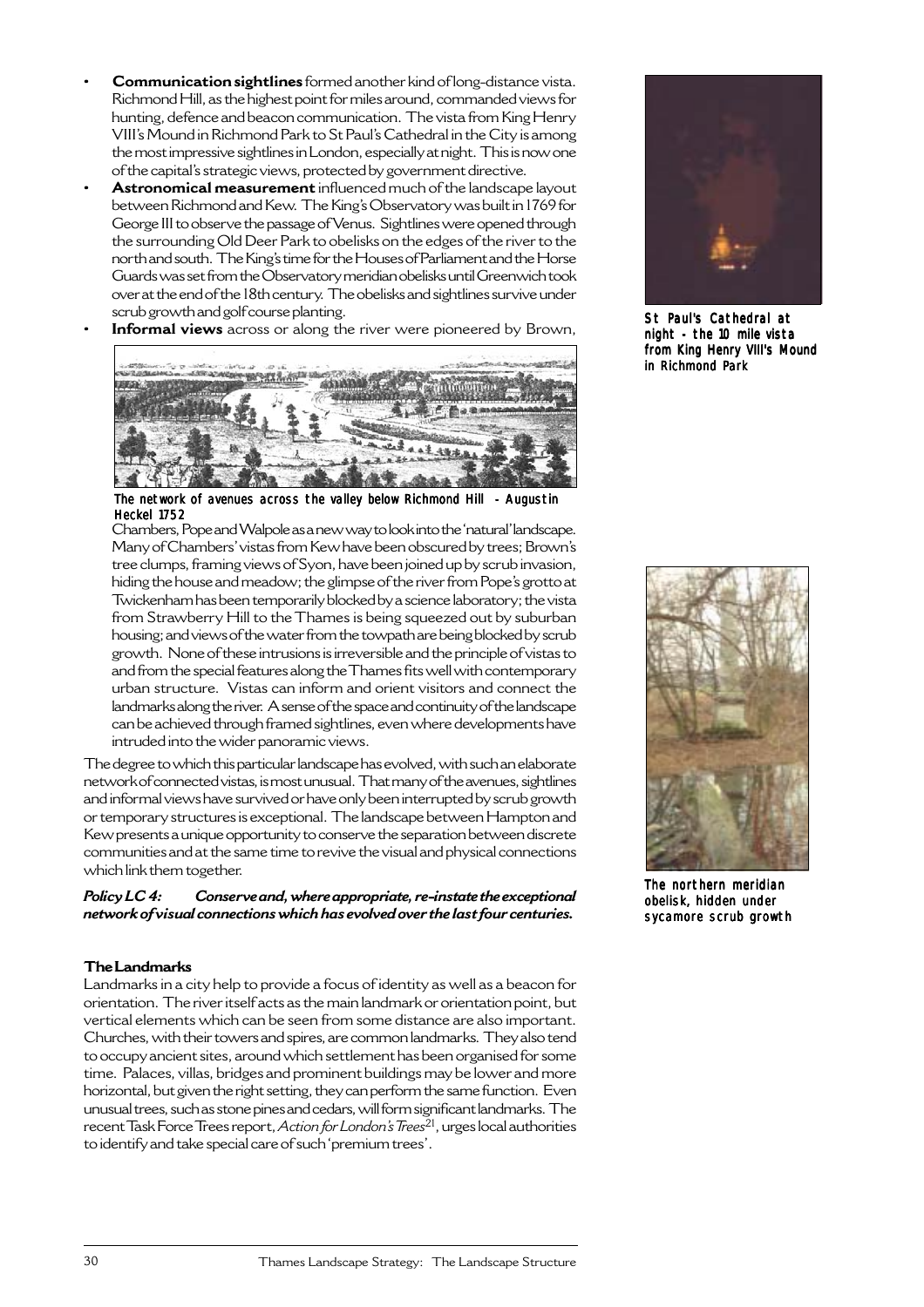- **Communication sightlines** formed another kind of long-distance vista. Richmond Hill, as the highest point for miles around, commanded views for hunting, defence and beacon communication. The vista from King Henry VIII's Mound in Richmond Park to St Paul's Cathedral in the City is among the most impressive sightlines in London, especially at night. This is now one of the capital's strategic views, protected by government directive.
- **Astronomical measurement** influenced much of the landscape layout between Richmond and Kew. The King's Observatory was built in 1769 for George III to observe the passage of Venus. Sightlines were opened through the surrounding Old Deer Park to obelisks on the edges of the river to the north and south. The King's time for the Houses of Parliament and the Horse Guards was set from the Observatory meridian obelisks until Greenwich took over at the end of the 18th century. The obelisks and sightlines survive under scrub growth and golf course planting.
- **Informal views** across or along the river were pioneered by Brown, Chambers, Pope and Walpole as a new way to look into the 'natural' landscape. Many of Chambers' vistas from Kew have been obscured by trees; Brown's tree clumps, framing views of Syon, have been joined up by scrub invasion, hiding the house and meadow; the glimpse of the river from Pope's grotto at Twickenham has been temporarily blocked by a science laboratory; the vista from Strawberry Hill to the Thames is being squeezed out by suburban housing; and views of the water from the towpath are being blocked by scrub growth. None of these intrusions is irreversible and the principle of vistas to and from the special features along the Thames fits well with contemporary urban structure. Vistas can inform and orient visitors and connect the landmarks along the river. A sense of the space and continuity of the landscape can be achieved through framed sightlines, even where developments have intruded into the wider panoramic views.

The network of avenues across the valley below Richmond Hill - Augustin Heckel 1752

St Paul's Cathedral at night - the 10 mile vista from King Henry VIII's Mound in Richmond Park

The degree to which this particular landscape has evolved, with such an elaborate network of connected vistas, is most unusual. That many of the avenues, sightlines and informal views have survived or have only been interrupted by scrub growth or temporary structures is exceptional. The landscape between Hampton and Kew presents a unique opportunity to conserve the separation between discrete communities and at the same time to revive the visual and physical connections which link them together.

***Policy LC 4: Conserve and, where appropriate, re-instate the exceptional network of visual connections which has evolved over the last four centuries.***

The northern meridian obelisk, hidden under sycamore scrub growth

### The Landmarks

Landmarks in a city help to provide a focus of identity as well as a beacon for orientation. The river itself acts as the main landmark or orientation point, but vertical elements which can be seen from some distance are also important. Churches, with their towers and spires, are common landmarks. They also tend to occupy ancient sites, around which settlement has been organised for some time. Palaces, villas, bridges and prominent buildings may be lower and more horizontal, but given the right setting, they can perform the same function. Even unusual trees, such as stone pines and cedars, will form significant landmarks. The recent Task Force Trees report, *Action for London's Trees*[21], urges local authorities to identify and take special care of such 'premium trees'.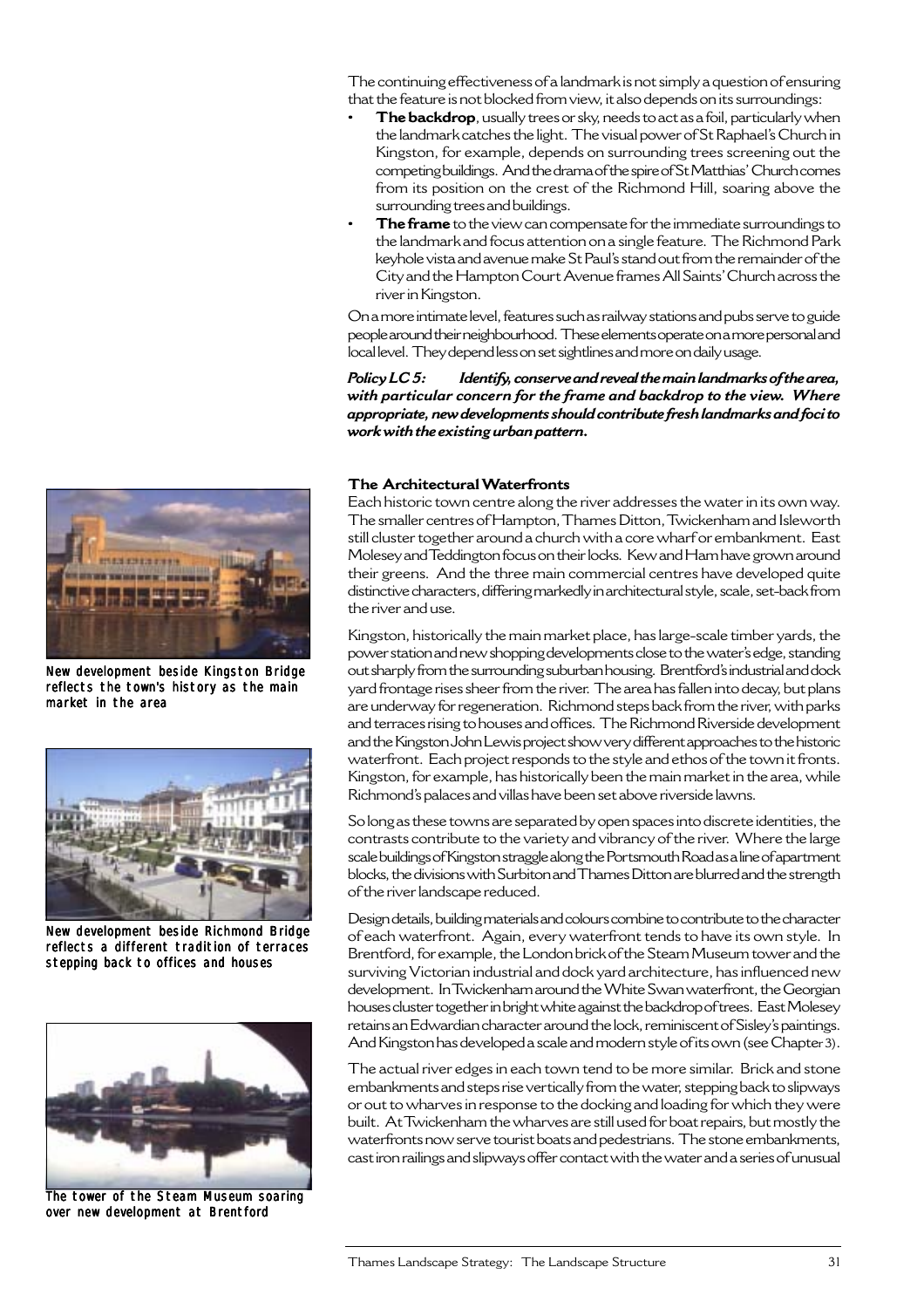The continuing effectiveness of a landmark is not simply a question of ensuring that the feature is not blocked from view, it also depends on its surroundings:

- **The backdrop**, usually trees or sky, needs to act as a foil, particularly when the landmark catches the light. The visual power of St Raphael's Church in Kingston, for example, depends on surrounding trees screening out the competing buildings. And the drama of the spire of St Matthias' Church comes from its position on the crest of the Richmond Hill, soaring above the surrounding trees and buildings.
- **The frame** to the view can compensate for the immediate surroundings to the landmark and focus attention on a single feature. The Richmond Park keyhole vista and avenue make St Paul's stand out from the remainder of the City and the Hampton Court Avenue frames All Saints' Church across the river in Kingston.

On a more intimate level, features such as railway stations and pubs serve to guide people around their neighbourhood. These elements operate on a more personal and local level. They depend less on set sightlines and more on daily usage.

***Policy LC 5: Identify, conserve and reveal the main landmarks of the area, with particular concern for the frame and backdrop to the view. Where appropriate, new developments should contribute fresh landmarks and foci to work with the existing urban pattern.***

### The Architectural Waterfronts

Each historic town centre along the river addresses the water in its own way. The smaller centres of Hampton, Thames Ditton, Twickenham and Isleworth still cluster together around a church with a core wharf or embankment. East Molesey and Teddington focus on their locks. Kew and Ham have grown around their greens. And the three main commercial centres have developed quite distinctive characters, differing markedly in architectural style, scale, set-back from the river and use.

Kingston, historically the main market place, has large-scale timber yards, the power station and new shopping developments close to the water's edge, standing out sharply from the surrounding suburban housing. Brentford's industrial and dock yard frontage rises sheer from the river. The area has fallen into decay, but plans are underway for regeneration. Richmond steps back from the river, with parks and terraces rising to houses and offices. The Richmond Riverside development and the Kingston John Lewis project show very different approaches to the historic waterfront. Each project responds to the style and ethos of the town it fronts. Kingston, for example, has historically been the main market in the area, while Richmond's palaces and villas have been set above riverside lawns.

New development beside Kingston Bridge reflects the town's history as the main market in the area

So long as these towns are separated by open spaces into discrete identities, the contrasts contribute to the variety and vibrancy of the river. Where the large scale buildings of Kingston straggle along the Portsmouth Road as a line of apartment blocks, the divisions with Surbiton and Thames Ditton are blurred and the strength of the river landscape reduced.

New development beside Richmond Bridge reflects a different tradition of terraces stepping back to offices and houses

Design details, building materials and colours combine to contribute to the character of each waterfront. Again, every waterfront tends to have its own style. In Brentford, for example, the London brick of the Steam Museum tower and the surviving Victorian industrial and dock yard architecture, has influenced new development. In Twickenham around the White Swan waterfront, the Georgian houses cluster together in bright white against the backdrop of trees. East Molesey retains an Edwardian character around the lock, reminiscent of Sisley's paintings. And Kingston has developed a scale and modern style of its own (see Chapter 3).

The actual river edges in each town tend to be more similar. Brick and stone embankments and steps rise vertically from the water, stepping back to slipways or out to wharves in response to the docking and loading for which they were built. At Twickenham the wharves are still used for boat repairs, but mostly the waterfronts now serve tourist boats and pedestrians. The stone embankments, cast iron railings and slipways offer contact with the water and a series of unusual

The tower of the Steam Museum soaring over new development at Brentford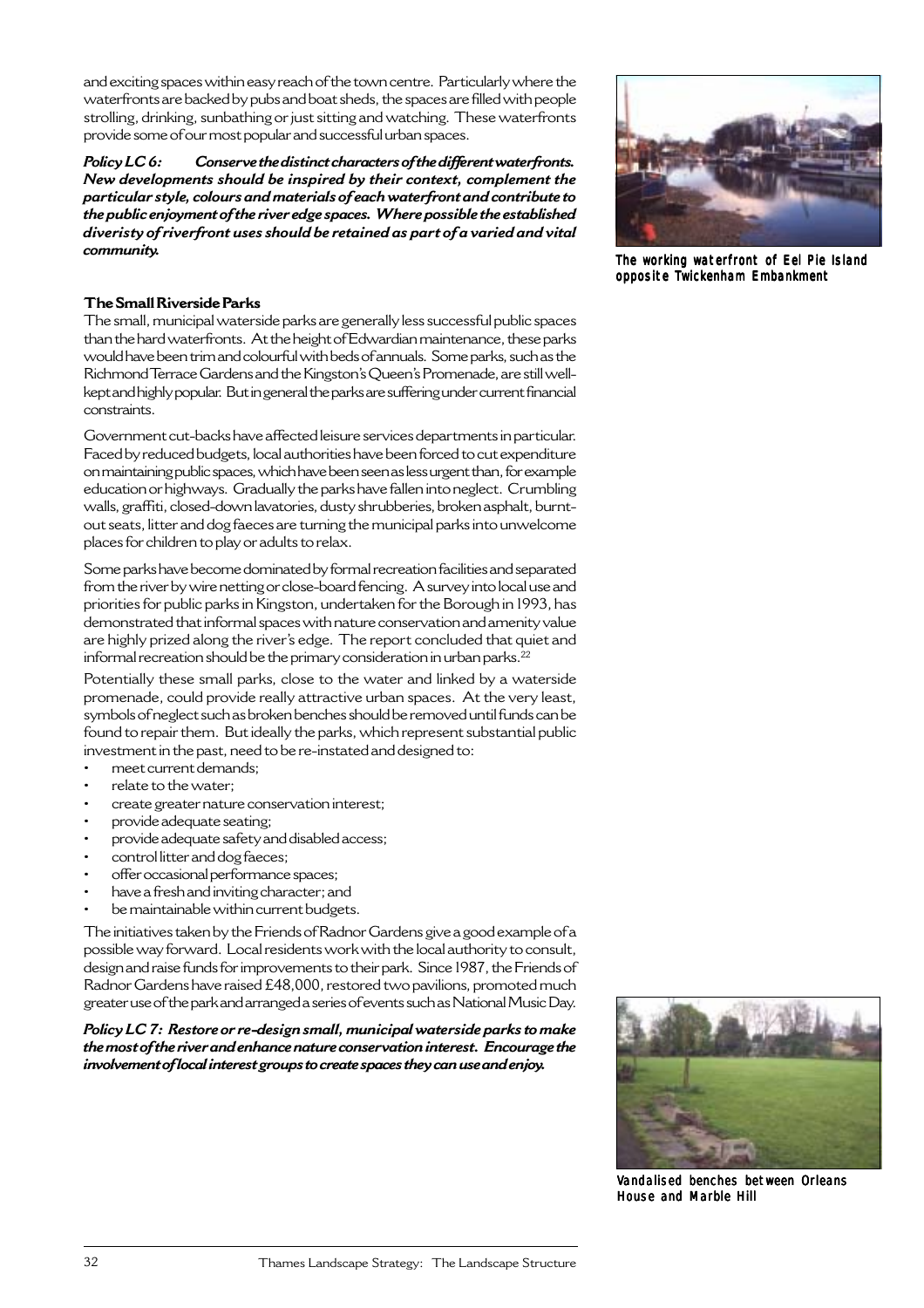and exciting spaces within easy reach of the town centre. Particularly where the waterfronts are backed by pubs and boat sheds, the spaces are filled with people strolling, drinking, sunbathing or just sitting and watching. These waterfronts provide some of our most popular and successful urban spaces.

***Policy LC 6: Conserve the distinct characters of the different waterfronts. New developments should be inspired by their context, complement the particular style, colours and materials of each waterfront and contribute to the public enjoyment of the river edge spaces. Where possible the established diveristy of riverfront uses should be retained as part of a varied and vital community.***

The working waterfront of Eel Pie Island opposite Twickenham Embankment

### The Small Riverside Parks

The small, municipal waterside parks are generally less successful public spaces than the hard waterfronts. At the height of Edwardian maintenance, these parks would have been trim and colourful with beds of annuals. Some parks, such as the Richmond Terrace Gardens and the Kingston's Queen's Promenade, are still well-kept and highly popular. But in general the parks are suffering under current financial constraints.

Government cut-backs have affected leisure services departments in particular. Faced by reduced budgets, local authorities have been forced to cut expenditure on maintaining public spaces, which have been seen as less urgent than, for example education or highways. Gradually the parks have fallen into neglect. Crumbling walls, graffiti, closed-down lavatories, dusty shrubberies, broken asphalt, burnt-out seats, litter and dog faeces are turning the municipal parks into unwelcome places for children to play or adults to relax.

Some parks have become dominated by formal recreation facilities and separated from the river by wire netting or close-board fencing. A survey into local use and priorities for public parks in Kingston, undertaken for the Borough in 1993, has demonstrated that informal spaces with nature conservation and amenity value are highly prized along the river's edge. The report concluded that quiet and informal recreation should be the primary consideration in urban parks.[22]

Potentially these small parks, close to the water and linked by a waterside promenade, could provide really attractive urban spaces. At the very least, symbols of neglect such as broken benches should be removed until funds can be found to repair them. But ideally the parks, which represent substantial public investment in the past, need to be re-instated and designed to:

- meet current demands;
- relate to the water;
- create greater nature conservation interest;
- provide adequate seating;
- provide adequate safety and disabled access;
- control litter and dog faeces;
- offer occasional performance spaces;
- have a fresh and inviting character; and
- be maintainable within current budgets.

The initiatives taken by the Friends of Radnor Gardens give a good example of a possible way forward. Local residents work with the local authority to consult, design and raise funds for improvements to their park. Since 1987, the Friends of Radnor Gardens have raised £48,000, restored two pavilions, promoted much greater use of the park and arranged a series of events such as National Music Day.

***Policy LC 7: Restore or re-design small, municipal waterside parks to make the most of the river and enhance nature conservation interest. Encourage the involvement of local interest groups to create spaces they can use and enjoy.***

Vandalised benches between Orleans House and Marble Hill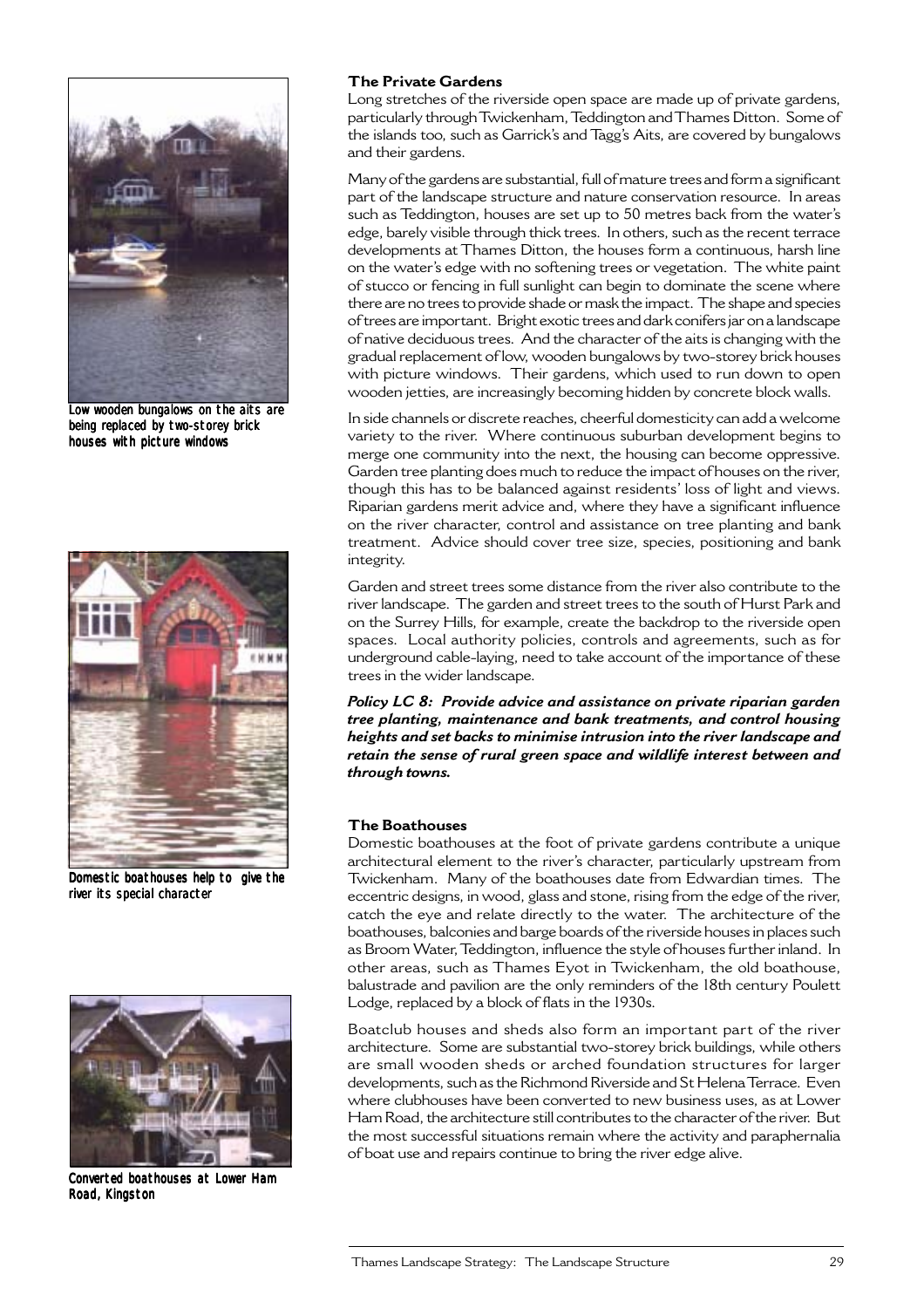Low wooden bungalows on the aits are being replaced by two-storey brick houses with picture windows

Domestic boathouses help to give the river its special character

Converted boathouses at Lower Ham Road, Kingston

### The Private Gardens

Long stretches of the riverside open space are made up of private gardens, particularly through Twickenham, Teddington and Thames Ditton. Some of the islands too, such as Garrick's and Tagg's Aits, are covered by bungalows and their gardens.

Many of the gardens are substantial, full of mature trees and form a significant part of the landscape structure and nature conservation resource. In areas such as Teddington, houses are set up to 50 metres back from the water's edge, barely visible through thick trees. In others, such as the recent terrace developments at Thames Ditton, the houses form a continuous, harsh line on the water's edge with no softening trees or vegetation. The white paint of stucco or fencing in full sunlight can begin to dominate the scene where there are no trees to provide shade or mask the impact. The shape and species of trees are important. Bright exotic trees and dark conifers jar on a landscape of native deciduous trees. And the character of the aits is changing with the gradual replacement of low, wooden bungalows by two-storey brick houses with picture windows. Their gardens, which used to run down to open wooden jetties, are increasingly becoming hidden by concrete block walls.

In side channels or discrete reaches, cheerful domesticity can add a welcome variety to the river. Where continuous suburban development begins to merge one community into the next, the housing can become oppressive. Garden tree planting does much to reduce the impact of houses on the river, though this has to be balanced against residents' loss of light and views. Riparian gardens merit advice and, where they have a significant influence on the river character, control and assistance on tree planting and bank treatment. Advice should cover tree size, species, positioning and bank integrity.

Garden and street trees some distance from the river also contribute to the river landscape. The garden and street trees to the south of Hurst Park and on the Surrey Hills, for example, create the backdrop to the riverside open spaces. Local authority policies, controls and agreements, such as for underground cable-laying, need to take account of the importance of these trees in the wider landscape.

***Policy LC 8: Provide advice and assistance on private riparian garden tree planting, maintenance and bank treatments, and control housing heights and set backs to minimise intrusion into the river landscape and retain the sense of rural green space and wildlife interest between and through towns.***

### The Boathouses

Domestic boathouses at the foot of private gardens contribute a unique architectural element to the river's character, particularly upstream from Twickenham. Many of the boathouses date from Edwardian times. The eccentric designs, in wood, glass and stone, rising from the edge of the river, catch the eye and relate directly to the water. The architecture of the boathouses, balconies and barge boards of the riverside houses in places such as Broom Water, Teddington, influence the style of houses further inland. In other areas, such as Thames Eyot in Twickenham, the old boathouse, balustrade and pavilion are the only reminders of the 18th century Poulett Lodge, replaced by a block of flats in the 1930s.

Boatclub houses and sheds also form an important part of the river architecture. Some are substantial two-storey brick buildings, while others are small wooden sheds or arched foundation structures for larger developments, such as the Richmond Riverside and St Helena Terrace. Even where clubhouses have been converted to new business uses, as at Lower Ham Road, the architecture still contributes to the character of the river. But the most successful situations remain where the activity and paraphernalia of boat use and repairs continue to bring the river edge alive.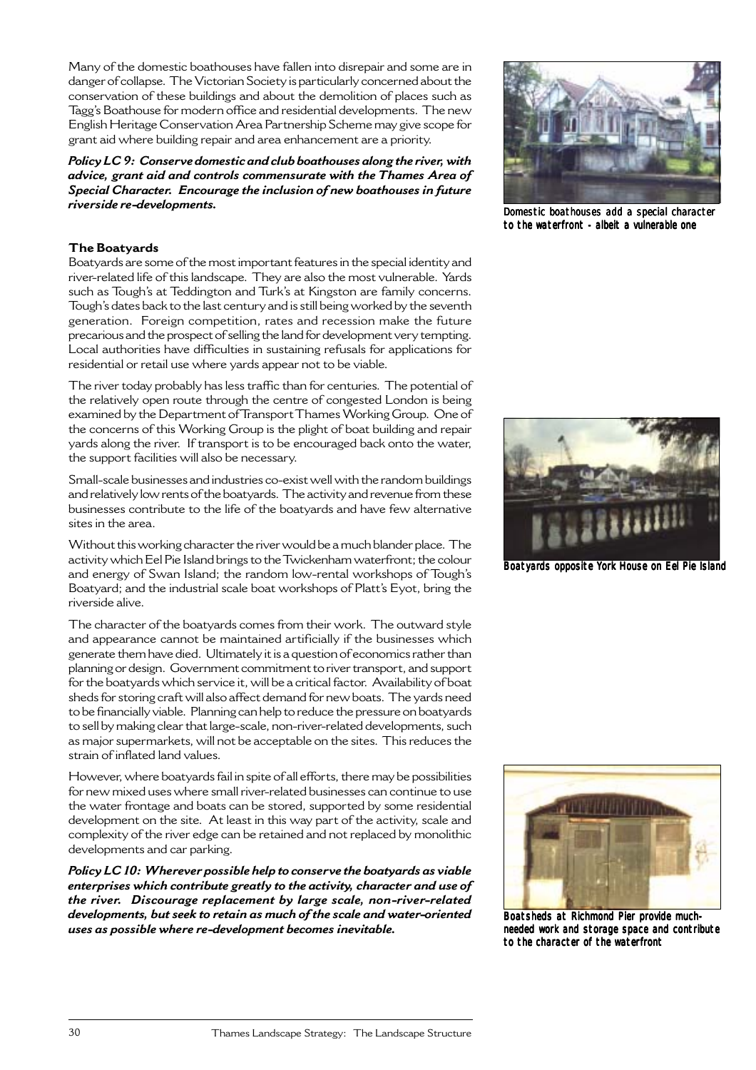Many of the domestic boathouses have fallen into disrepair and some are in danger of collapse. The Victorian Society is particularly concerned about the conservation of these buildings and about the demolition of places such as Tagg's Boathouse for modern office and residential developments. The new English Heritage Conservation Area Partnership Scheme may give scope for grant aid where building repair and area enhancement are a priority.

***Policy LC 9: Conserve domestic and club boathouses along the river, with advice, grant aid and controls commensurate with the Thames Area of Special Character. Encourage the inclusion of new boathouses in future riverside re-developments.***

Domestic boathouses add a special character to the waterfront - albeit a vulnerable one

### The Boatyards

Boatyards are some of the most important features in the special identity and river-related life of this landscape. They are also the most vulnerable. Yards such as Tough's at Teddington and Turk's at Kingston are family concerns. Tough's dates back to the last century and is still being worked by the seventh generation. Foreign competition, rates and recession make the future precarious and the prospect of selling the land for development very tempting. Local authorities have difficulties in sustaining refusals for applications for residential or retail use where yards appear not to be viable.

The river today probably has less traffic than for centuries. The potential of the relatively open route through the centre of congested London is being examined by the Department of Transport Thames Working Group. One of the concerns of this Working Group is the plight of boat building and repair yards along the river. If transport is to be encouraged back onto the water, the support facilities will also be necessary.

Small-scale businesses and industries co-exist well with the random buildings and relatively low rents of the boatyards. The activity and revenue from these businesses contribute to the life of the boatyards and have few alternative sites in the area.

Without this working character the river would be a much blander place. The activity which Eel Pie Island brings to the Twickenham waterfront; the colour and energy of Swan Island; the random low-rental workshops of Tough's Boatyard; and the industrial scale boat workshops of Platt's Eyot, bring the riverside alive.

Boatyards opposite York House on Eel Pie Island

The character of the boatyards comes from their work. The outward style and appearance cannot be maintained artificially if the businesses which generate them have died. Ultimately it is a question of economics rather than planning or design. Government commitment to river transport, and support for the boatyards which service it, will be a critical factor. Availability of boat sheds for storing craft will also affect demand for new boats. The yards need to be financially viable. Planning can help to reduce the pressure on boatyards to sell by making clear that large-scale, non-river-related developments, such as major supermarkets, will not be acceptable on the sites. This reduces the strain of inflated land values.

However, where boatyards fail in spite of all efforts, there may be possibilities for new mixed uses where small river-related businesses can continue to use the water frontage and boats can be stored, supported by some residential development on the site. At least in this way part of the activity, scale and complexity of the river edge can be retained and not replaced by monolithic developments and car parking.

***Policy LC 10: Wherever possible help to conserve the boatyards as viable enterprises which contribute greatly to the activity, character and use of the river. Discourage replacement by large scale, non-river-related developments, but seek to retain as much of the scale and water-oriented uses as possible where re-development becomes inevitable.***

Boatsheds at Richmond Pier provide much-needed work and storage space and contribute to the character of the waterfront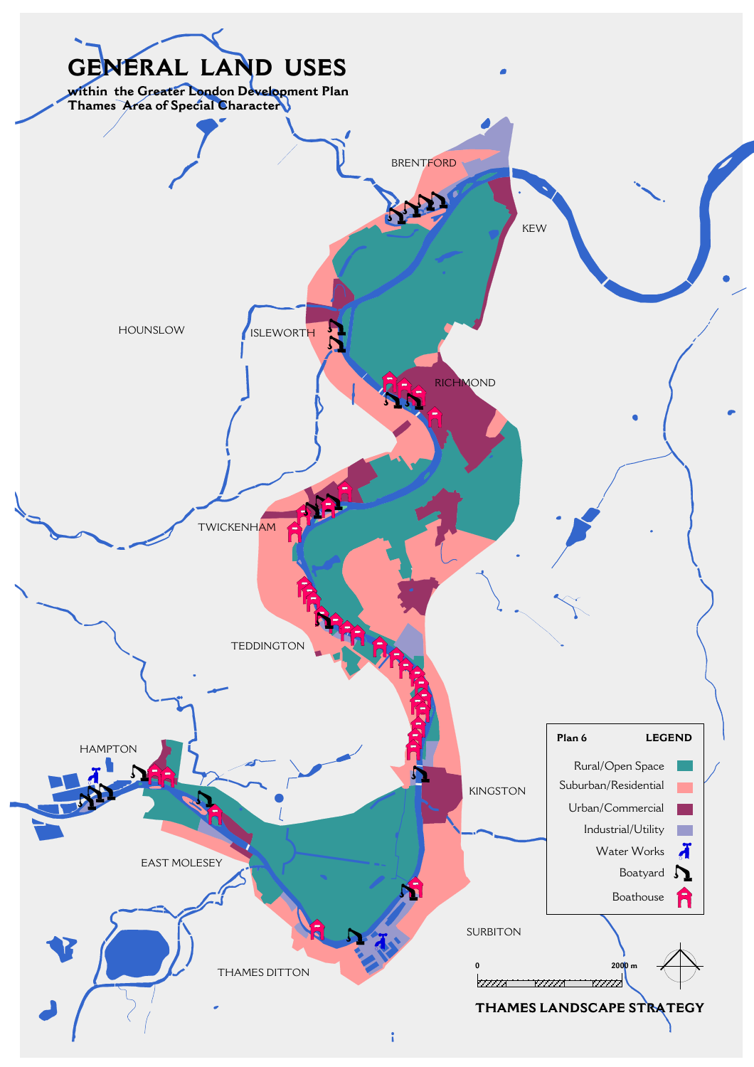# GENERAL LAND USES

**within the Greater London Development Plan Thames Area of Special Character**

BRENTFORD

KEW

HOUNSLOW

ISLEWORTH

RICHMOND

TWICKENHAM

TEDDINGTON

HAMPTON

KINGSTON

EAST MOLESEY

SURBITON

THAMES DITTON

**Plan 6** **LEGEND**

- Rural/Open Space
- Suburban/Residential
- Urban/Commercial
- Industrial/Utility
- Water Works
- Boatyard
- Boathouse

0 2000 m

**THAMES LANDSCAPE STRATEGY**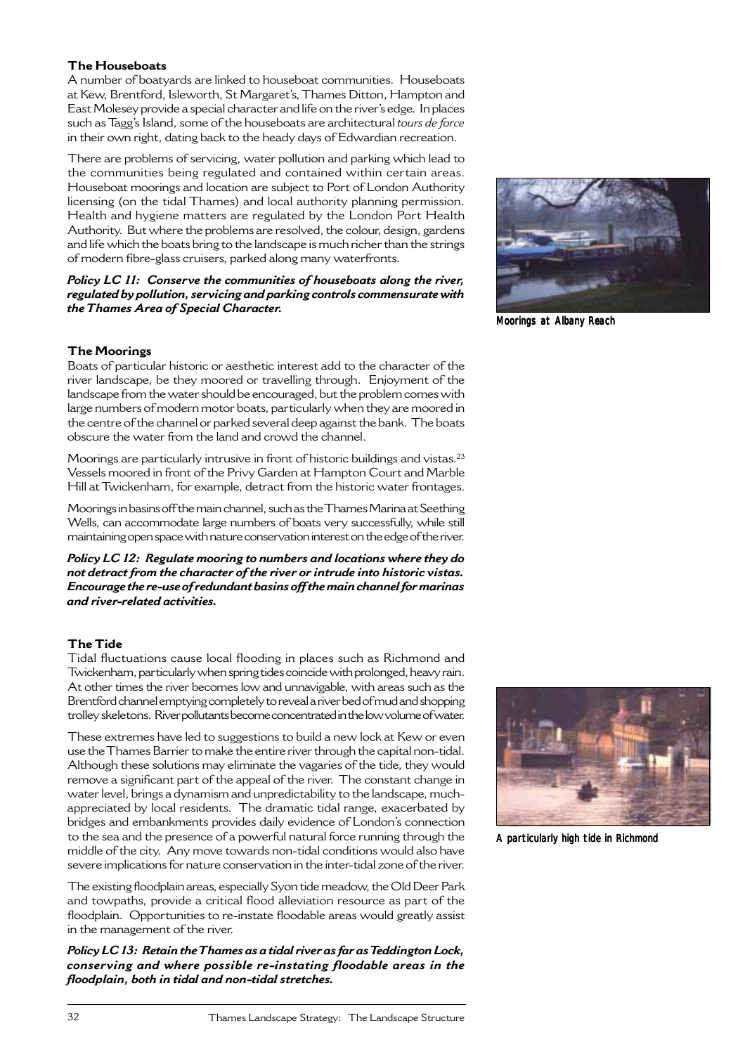### The Houseboats

A number of boatyards are linked to houseboat communities. Houseboats at Kew, Brentford, Isleworth, St Margaret's, Thames Ditton, Hampton and East Molesey provide a special character and life on the river's edge. In places such as Tagg's Island, some of the houseboats are architectural *tours de force* in their own right, dating back to the heady days of Edwardian recreation.

There are problems of servicing, water pollution and parking which lead to the communities being regulated and contained within certain areas. Houseboat moorings and location are subject to Port of London Authority licensing (on the tidal Thames) and local authority planning permission. Health and hygiene matters are regulated by the London Port Health Authority. But where the problems are resolved, the colour, design, gardens and life which the boats bring to the landscape is much richer than the strings of modern fibre-glass cruisers, parked along many waterfronts.

***Policy LC 11: Conserve the communities of houseboats along the river, regulated by pollution, servicing and parking controls commensurate with the Thames Area of Special Character.***

Moorings at Albany Reach

### The Moorings

Boats of particular historic or aesthetic interest add to the character of the river landscape, be they moored or travelling through. Enjoyment of the landscape from the water should be encouraged, but the problem comes with large numbers of modern motor boats, particularly when they are moored in the centre of the channel or parked several deep against the bank. The boats obscure the water from the land and crowd the channel.

Moorings are particularly intrusive in front of historic buildings and vistas.[23] Vessels moored in front of the Privy Garden at Hampton Court and Marble Hill at Twickenham, for example, detract from the historic water frontages.

Moorings in basins off the main channel, such as the Thames Marina at Seething Wells, can accommodate large numbers of boats very successfully, while still maintaining open space with nature conservation interest on the edge of the river.

***Policy LC 12: Regulate mooring to numbers and locations where they do not detract from the character of the river or intrude into historic vistas. Encourage the re-use of redundant basins off the main channel for marinas and river-related activities.***

### The Tide

Tidal fluctuations cause local flooding in places such as Richmond and Twickenham, particularly when spring tides coincide with prolonged, heavy rain. At other times the river becomes low and unnavigable, with areas such as the Brentford channel emptying completely to reveal a river bed of mud and shopping trolley skeletons. River pollutants become concentrated in the low volume of water.

These extremes have led to suggestions to build a new lock at Kew or even use the Thames Barrier to make the entire river through the capital non-tidal. Although these solutions may eliminate the vagaries of the tide, they would remove a significant part of the appeal of the river. The constant change in water level, brings a dynamism and unpredictability to the landscape, much-appreciated by local residents. The dramatic tidal range, exacerbated by bridges and embankments provides daily evidence of London's connection to the sea and the presence of a powerful natural force running through the middle of the city. Any move towards non-tidal conditions would also have severe implications for nature conservation in the inter-tidal zone of the river.

The existing floodplain areas, especially Syon tide meadow, the Old Deer Park and towpaths, provide a critical flood alleviation resource as part of the floodplain. Opportunities to re-instate floodable areas would greatly assist in the management of the river.

***Policy LC 13: Retain the Thames as a tidal river as far as Teddington Lock, conserving and where possible re-instating floodable areas in the floodplain, both in tidal and non-tidal stretches.***

A particularly high tide in Richmond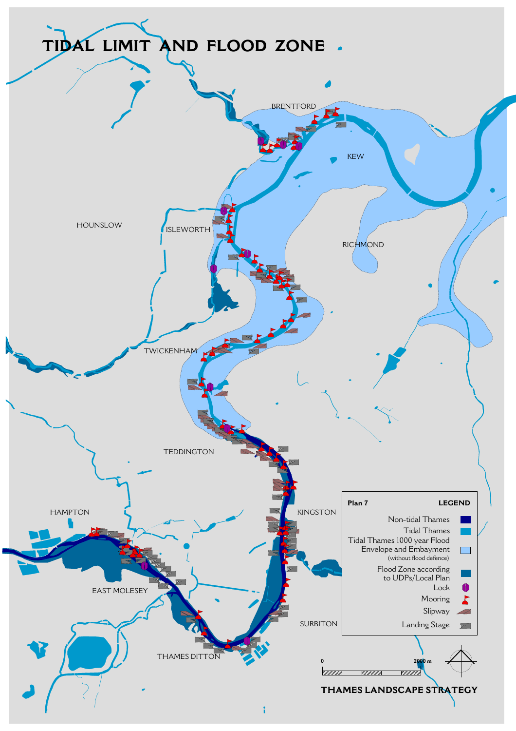# TIDAL LIMIT AND FLOOD ZONE

BRENTFORD

KEW

HOUNSLOW

ISLEWORTH

RICHMOND

TWICKENHAM

TEDDINGTON

HAMPTON

KINGSTON

EAST MOLESEY

SURBITON

THAMES DITTON

**Plan 7** **LEGEND**

- Non-tidal Thames
- Tidal Thames
- Tidal Thames 1000 year Flood Envelope and Embayment (without flood defence)
- Flood Zone according to UDPs/Local Plan
- Lock
- Mooring
- Slipway
- Landing Stage

0 2000 m

**THAMES LANDSCAPE STRATEGY**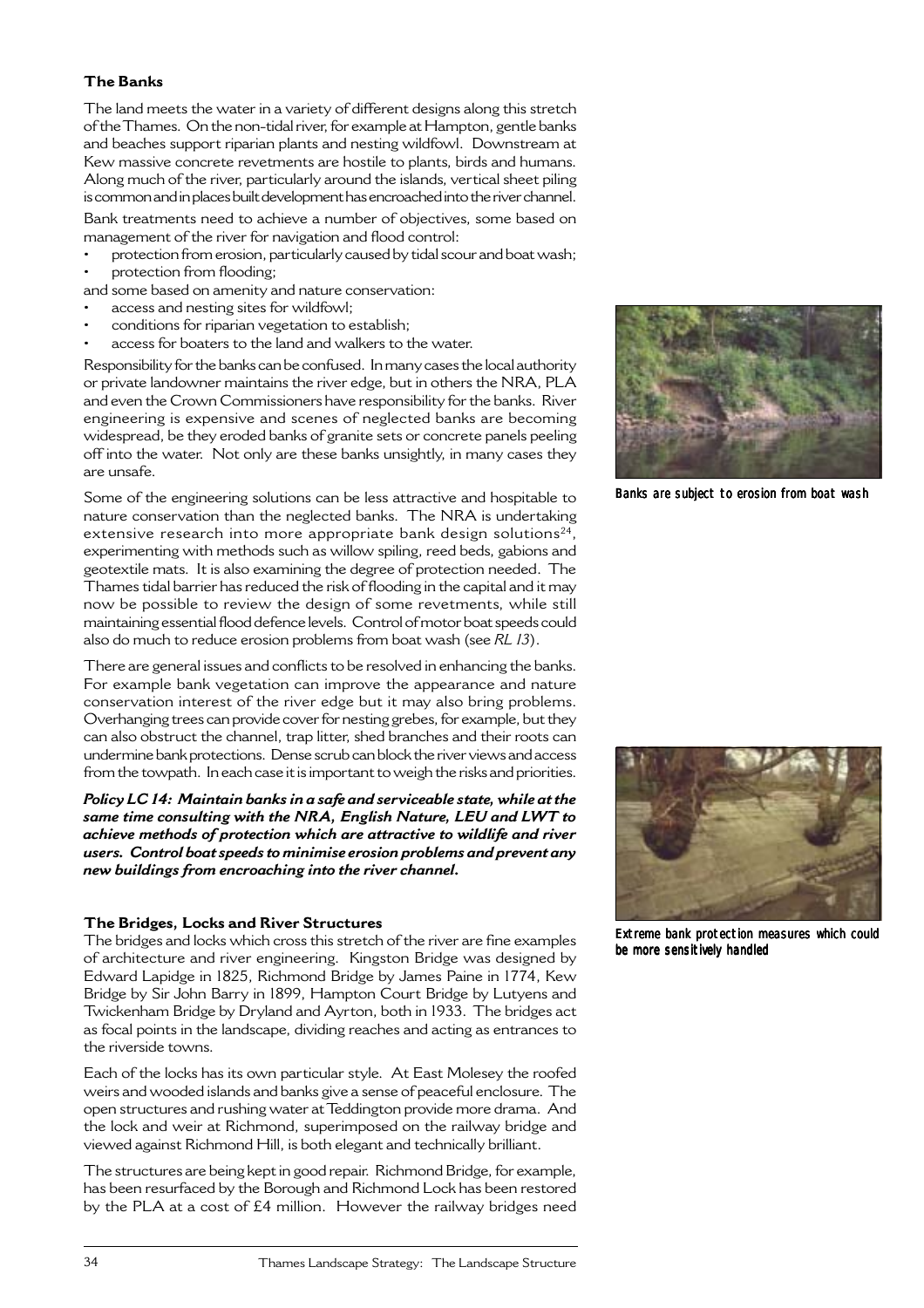## The Banks

The land meets the water in a variety of different designs along this stretch of the Thames. On the non-tidal river, for example at Hampton, gentle banks and beaches support riparian plants and nesting wildfowl. Downstream at Kew massive concrete revetments are hostile to plants, birds and humans. Along much of the river, particularly around the islands, vertical sheet piling is common and in places built development has encroached into the river channel.

Bank treatments need to achieve a number of objectives, some based on management of the river for navigation and flood control:

- protection from erosion, particularly caused by tidal scour and boat wash;
- protection from flooding;

and some based on amenity and nature conservation:

- access and nesting sites for wildfowl;
- conditions for riparian vegetation to establish;
- access for boaters to the land and walkers to the water.

Responsibility for the banks can be confused. In many cases the local authority or private landowner maintains the river edge, but in others the NRA, PLA and even the Crown Commissioners have responsibility for the banks. River engineering is expensive and scenes of neglected banks are becoming widespread, be they eroded banks of granite sets or concrete panels peeling off into the water. Not only are these banks unsightly, in many cases they are unsafe.

Some of the engineering solutions can be less attractive and hospitable to nature conservation than the neglected banks. The NRA is undertaking extensive research into more appropriate bank design solutions[24], experimenting with methods such as willow spiling, reed beds, gabions and geotextile mats. It is also examining the degree of protection needed. The Thames tidal barrier has reduced the risk of flooding in the capital and it may now be possible to review the design of some revetments, while still maintaining essential flood defence levels. Control of motor boat speeds could also do much to reduce erosion problems from boat wash (see *RL 13*).

There are general issues and conflicts to be resolved in enhancing the banks. For example bank vegetation can improve the appearance and nature conservation interest of the river edge but it may also bring problems. Overhanging trees can provide cover for nesting grebes, for example, but they can also obstruct the channel, trap litter, shed branches and their roots can undermine bank protections. Dense scrub can block the river views and access from the towpath. In each case it is important to weigh the risks and priorities.

***Policy LC 14: Maintain banks in a safe and serviceable state, while at the same time consulting with the NRA, English Nature, LEU and LWT to achieve methods of protection which are attractive to wildlife and river users. Control boat speeds to minimise erosion problems and prevent any new buildings from encroaching into the river channel.***

Banks are subject to erosion from boat wash

Extreme bank protection measures which could be more sensitively handled

## The Bridges, Locks and River Structures

The bridges and locks which cross this stretch of the river are fine examples of architecture and river engineering. Kingston Bridge was designed by Edward Lapidge in 1825, Richmond Bridge by James Paine in 1774, Kew Bridge by Sir John Barry in 1899, Hampton Court Bridge by Lutyens and Twickenham Bridge by Dryland and Ayrton, both in 1933. The bridges act as focal points in the landscape, dividing reaches and acting as entrances to the riverside towns.

Each of the locks has its own particular style. At East Molesey the roofed weirs and wooded islands and banks give a sense of peaceful enclosure. The open structures and rushing water at Teddington provide more drama. And the lock and weir at Richmond, superimposed on the railway bridge and viewed against Richmond Hill, is both elegant and technically brilliant.

The structures are being kept in good repair. Richmond Bridge, for example, has been resurfaced by the Borough and Richmond Lock has been restored by the PLA at a cost of £4 million. However the railway bridges need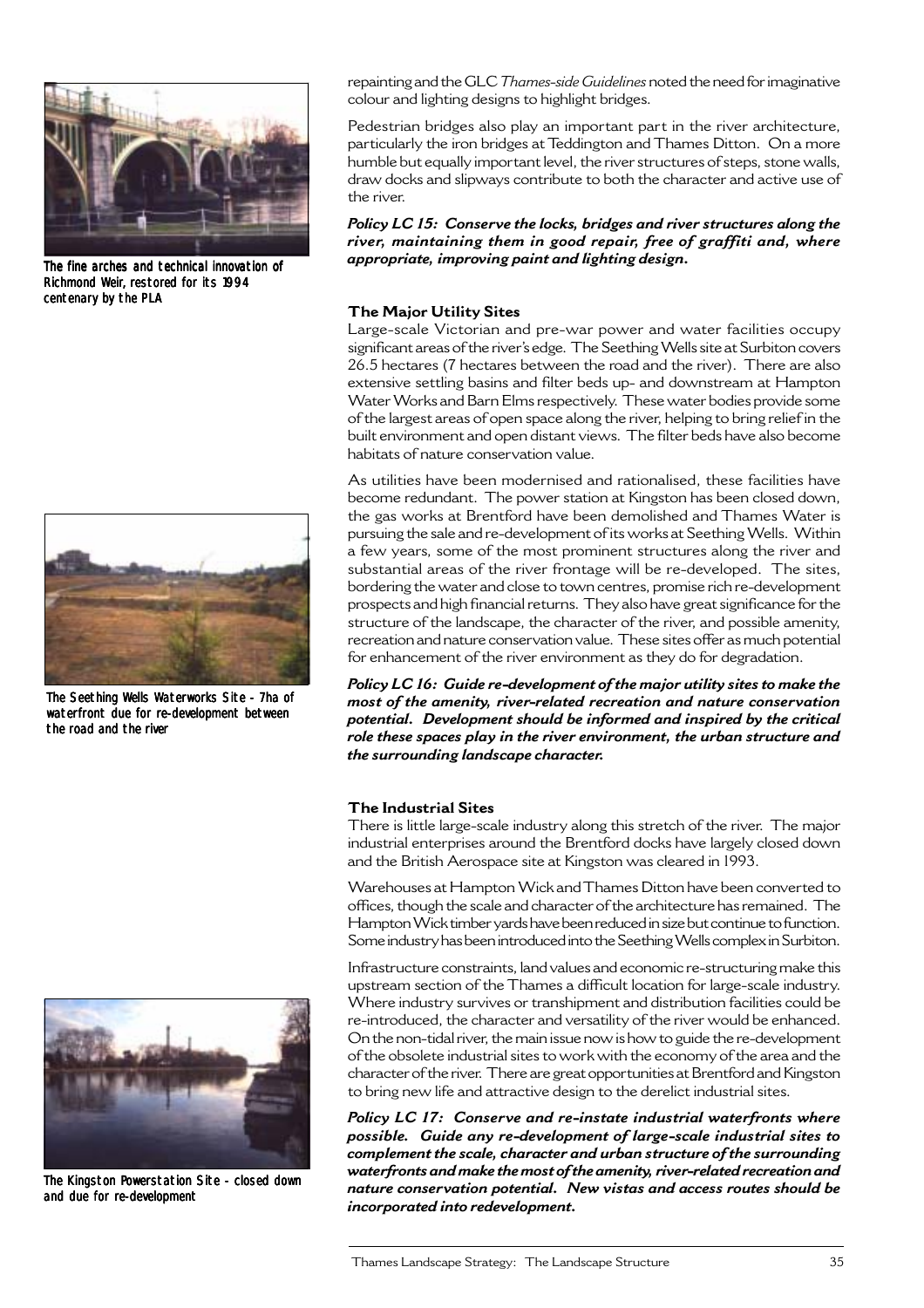The fine arches and technical innovation of Richmond Weir, restored for its 1994 centenary by the PLA

repainting and the GLC *Thames-side Guidelines* noted the need for imaginative colour and lighting designs to highlight bridges.

Pedestrian bridges also play an important part in the river architecture, particularly the iron bridges at Teddington and Thames Ditton. On a more humble but equally important level, the river structures of steps, stone walls, draw docks and slipways contribute to both the character and active use of the river.

***Policy LC 15: Conserve the locks, bridges and river structures along the river, maintaining them in good repair, free of graffiti and, where appropriate, improving paint and lighting design.***

### The Major Utility Sites

Large-scale Victorian and pre-war power and water facilities occupy significant areas of the river's edge. The Seething Wells site at Surbiton covers 26.5 hectares (7 hectares between the road and the river). There are also extensive settling basins and filter beds up- and downstream at Hampton Water Works and Barn Elms respectively. These water bodies provide some of the largest areas of open space along the river, helping to bring relief in the built environment and open distant views. The filter beds have also become habitats of nature conservation value.

As utilities have been modernised and rationalised, these facilities have become redundant. The power station at Kingston has been closed down, the gas works at Brentford have been demolished and Thames Water is pursuing the sale and re-development of its works at Seething Wells. Within a few years, some of the most prominent structures along the river and substantial areas of the river frontage will be re-developed. The sites, bordering the water and close to town centres, promise rich re-development prospects and high financial returns. They also have great significance for the structure of the landscape, the character of the river, and possible amenity, recreation and nature conservation value. These sites offer as much potential for enhancement of the river environment as they do for degradation.

The Seething Wells Waterworks Site - 7ha of waterfront due for re-development between the road and the river

***Policy LC 16: Guide re-development of the major utility sites to make the most of the amenity, river-related recreation and nature conservation potential. Development should be informed and inspired by the critical role these spaces play in the river environment, the urban structure and the surrounding landscape character.***

### The Industrial Sites

There is little large-scale industry along this stretch of the river. The major industrial enterprises around the Brentford docks have largely closed down and the British Aerospace site at Kingston was cleared in 1993.

Warehouses at Hampton Wick and Thames Ditton have been converted to offices, though the scale and character of the architecture has remained. The Hampton Wick timber yards have been reduced in size but continue to function. Some industry has been introduced into the Seething Wells complex in Surbiton.

Infrastructure constraints, land values and economic re-structuring make this upstream section of the Thames a difficult location for large-scale industry. Where industry survives or transhipment and distribution facilities could be re-introduced, the character and versatility of the river would be enhanced. On the non-tidal river, the main issue now is how to guide the re-development of the obsolete industrial sites to work with the economy of the area and the character of the river. There are great opportunities at Brentford and Kingston to bring new life and attractive design to the derelict industrial sites.

The Kingston Powerstation Site - closed down and due for re-development

***Policy LC 17: Conserve and re-instate industrial waterfronts where possible. Guide any re-development of large-scale industrial sites to complement the scale, character and urban structure of the surrounding waterfronts and make the most of the amenity, river-related recreation and nature conservation potential. New vistas and access routes should be incorporated into redevelopment.***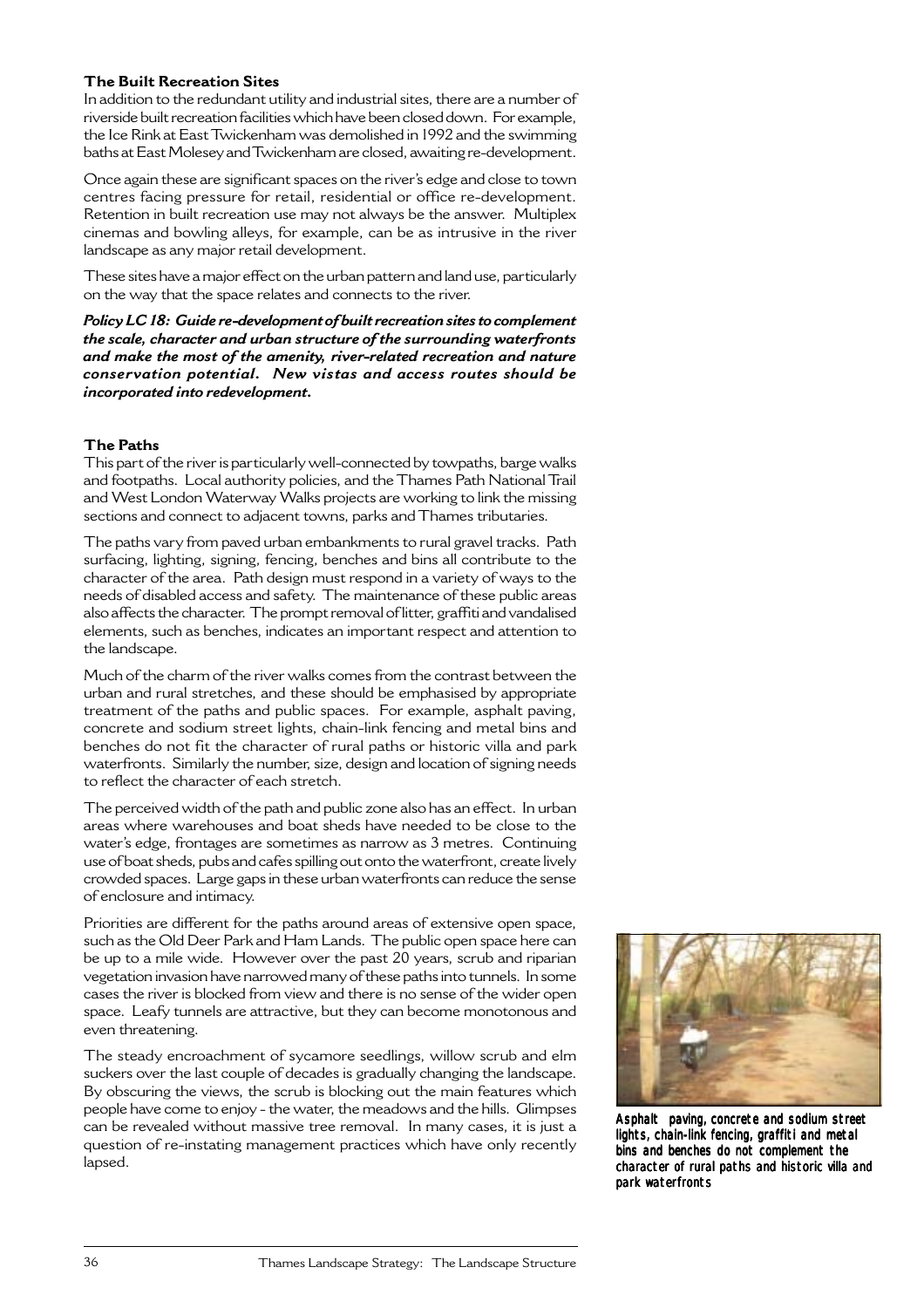### The Built Recreation Sites

In addition to the redundant utility and industrial sites, there are a number of riverside built recreation facilities which have been closed down. For example, the Ice Rink at East Twickenham was demolished in 1992 and the swimming baths at East Molesey and Twickenham are closed, awaiting re-development.

Once again these are significant spaces on the river's edge and close to town centres facing pressure for retail, residential or office re-development. Retention in built recreation use may not always be the answer. Multiplex cinemas and bowling alleys, for example, can be as intrusive in the river landscape as any major retail development.

These sites have a major effect on the urban pattern and land use, particularly on the way that the space relates and connects to the river.

***Policy LC 18: Guide re-development of built recreation sites to complement the scale, character and urban structure of the surrounding waterfronts and make the most of the amenity, river-related recreation and nature conservation potential. New vistas and access routes should be incorporated into redevelopment.***

### The Paths

This part of the river is particularly well-connected by towpaths, barge walks and footpaths. Local authority policies, and the Thames Path National Trail and West London Waterway Walks projects are working to link the missing sections and connect to adjacent towns, parks and Thames tributaries.

The paths vary from paved urban embankments to rural gravel tracks. Path surfacing, lighting, signing, fencing, benches and bins all contribute to the character of the area. Path design must respond in a variety of ways to the needs of disabled access and safety. The maintenance of these public areas also affects the character. The prompt removal of litter, graffiti and vandalised elements, such as benches, indicates an important respect and attention to the landscape.

Much of the charm of the river walks comes from the contrast between the urban and rural stretches, and these should be emphasised by appropriate treatment of the paths and public spaces. For example, asphalt paving, concrete and sodium street lights, chain-link fencing and metal bins and benches do not fit the character of rural paths or historic villa and park waterfronts. Similarly the number, size, design and location of signing needs to reflect the character of each stretch.

The perceived width of the path and public zone also has an effect. In urban areas where warehouses and boat sheds have needed to be close to the water's edge, frontages are sometimes as narrow as 3 metres. Continuing use of boat sheds, pubs and cafes spilling out onto the waterfront, create lively crowded spaces. Large gaps in these urban waterfronts can reduce the sense of enclosure and intimacy.

Priorities are different for the paths around areas of extensive open space, such as the Old Deer Park and Ham Lands. The public open space here can be up to a mile wide. However over the past 20 years, scrub and riparian vegetation invasion have narrowed many of these paths into tunnels. In some cases the river is blocked from view and there is no sense of the wider open space. Leafy tunnels are attractive, but they can become monotonous and even threatening.

The steady encroachment of sycamore seedlings, willow scrub and elm suckers over the last couple of decades is gradually changing the landscape. By obscuring the views, the scrub is blocking out the main features which people have come to enjoy - the water, the meadows and the hills. Glimpses can be revealed without massive tree removal. In many cases, it is just a question of re-instating management practices which have only recently lapsed.

**Asphalt paving, concrete and sodium street lights, chain-link fencing, graffiti and metal bins and benches do not complement the character of rural paths and historic villa and park waterfronts**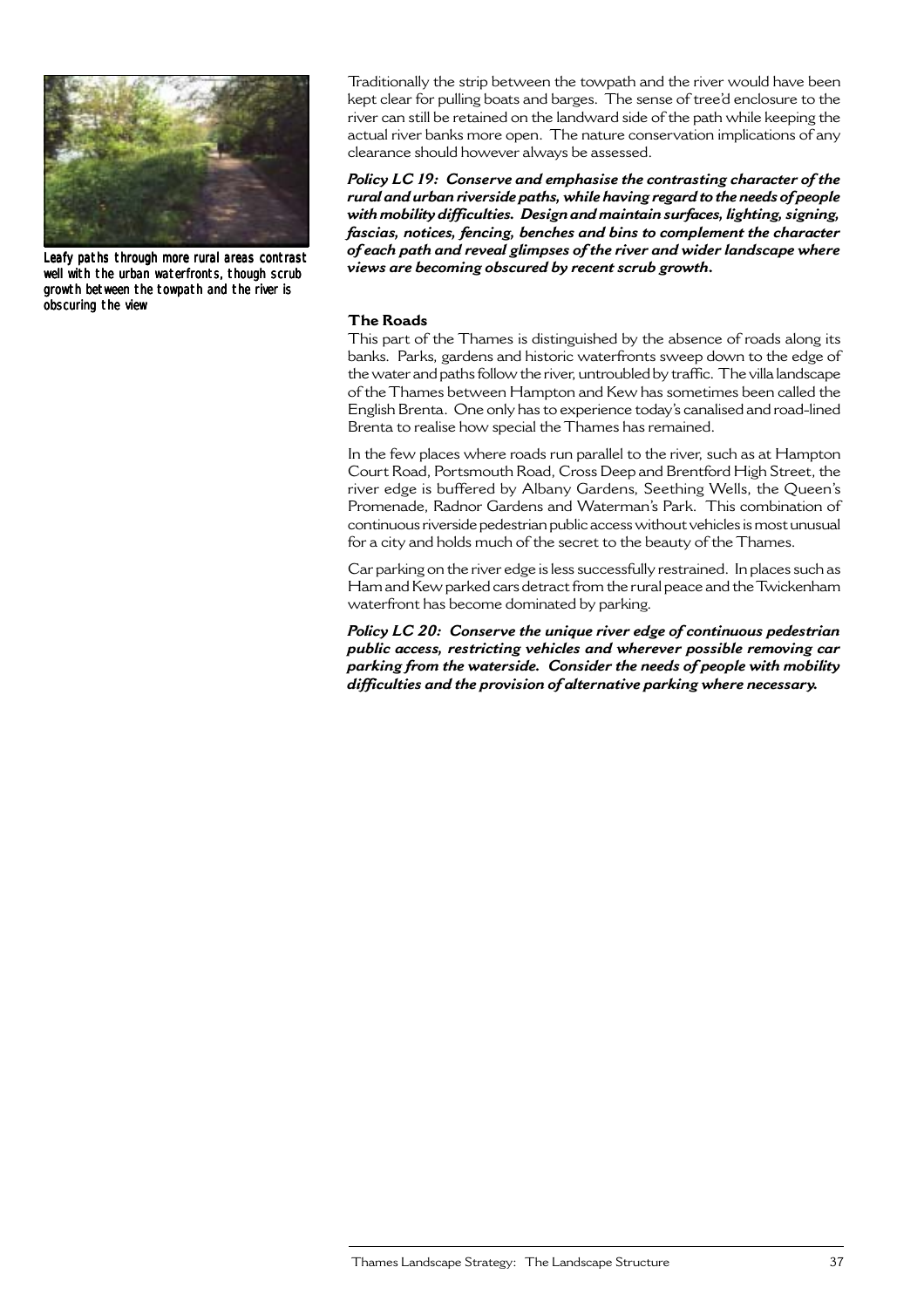Leafy paths through more rural areas contrast well with the urban waterfronts, though scrub growth between the towpath and the river is obscuring the view

Traditionally the strip between the towpath and the river would have been kept clear for pulling boats and barges. The sense of tree'd enclosure to the river can still be retained on the landward side of the path while keeping the actual river banks more open. The nature conservation implications of any clearance should however always be assessed.

***Policy LC 19: Conserve and emphasise the contrasting character of the rural and urban riverside paths, while having regard to the needs of people with mobility difficulties. Design and maintain surfaces, lighting, signing, fascias, notices, fencing, benches and bins to complement the character of each path and reveal glimpses of the river and wider landscape where views are becoming obscured by recent scrub growth.***

### The Roads

This part of the Thames is distinguished by the absence of roads along its banks. Parks, gardens and historic waterfronts sweep down to the edge of the water and paths follow the river, untroubled by traffic. The villa landscape of the Thames between Hampton and Kew has sometimes been called the English Brenta. One only has to experience today's canalised and road-lined Brenta to realise how special the Thames has remained.

In the few places where roads run parallel to the river, such as at Hampton Court Road, Portsmouth Road, Cross Deep and Brentford High Street, the river edge is buffered by Albany Gardens, Seething Wells, the Queen's Promenade, Radnor Gardens and Waterman's Park. This combination of continuous riverside pedestrian public access without vehicles is most unusual for a city and holds much of the secret to the beauty of the Thames.

Car parking on the river edge is less successfully restrained. In places such as Ham and Kew parked cars detract from the rural peace and the Twickenham waterfront has become dominated by parking.

***Policy LC 20: Conserve the unique river edge of continuous pedestrian public access, restricting vehicles and wherever possible removing car parking from the waterside. Consider the needs of people with mobility difficulties and the provision of alternative parking where necessary.***